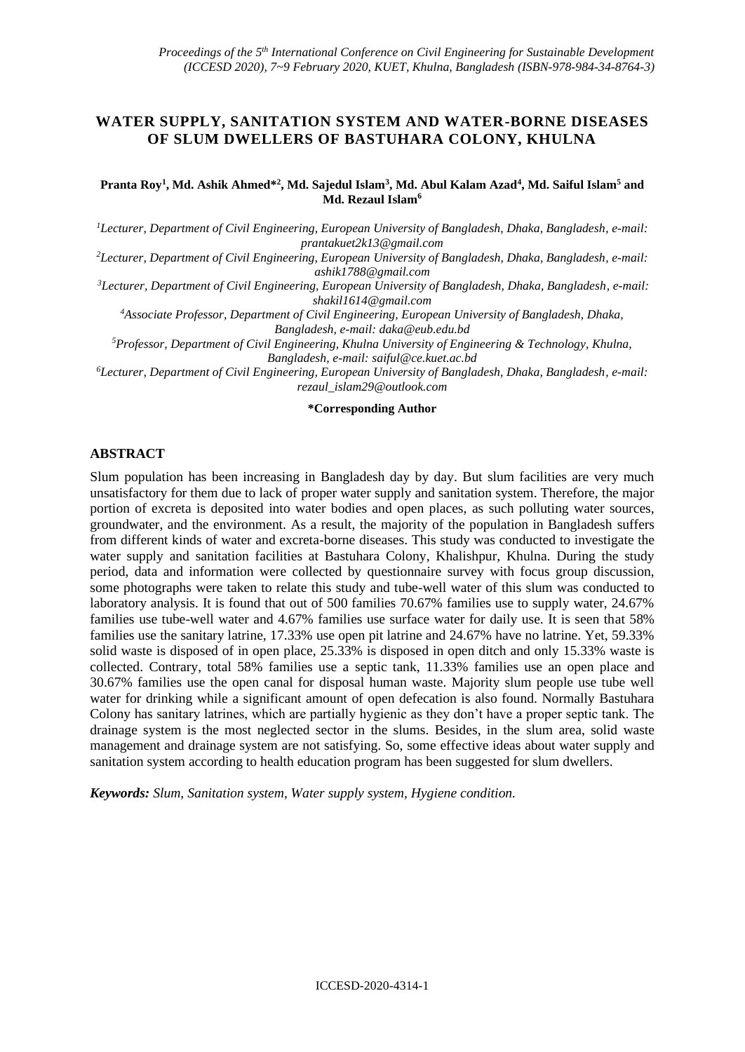# WATER SUPPLY, SANITATION SYSTEM AND WATER-BORNE DISEASES OF SLUM DWELLERS OF BASTUHARA COLONY, KHULNA

**Pranta Roy[1], Md. Ashik Ahmed*[2], Md. Sajedul Islam[3], Md. Abul Kalam Azad[4], Md. Saiful Islam[5] and Md. Rezaul Islam[6]**

[1]*Lecturer, Department of Civil Engineering, European University of Bangladesh, Dhaka, Bangladesh, e-mail: prantakuet2k13@gmail.com*

[2]*Lecturer, Department of Civil Engineering, European University of Bangladesh, Dhaka, Bangladesh, e-mail: ashik1788@gmail.com*

[3]*Lecturer, Department of Civil Engineering, European University of Bangladesh, Dhaka, Bangladesh, e-mail: shakil1614@gmail.com*

[4]*Associate Professor, Department of Civil Engineering, European University of Bangladesh, Dhaka, Bangladesh, e-mail: daka@eub.edu.bd*

[5]*Professor, Department of Civil Engineering, Khulna University of Engineering & Technology, Khulna, Bangladesh, e-mail: saiful@ce.kuet.ac.bd*

[6]*Lecturer, Department of Civil Engineering, European University of Bangladesh, Dhaka, Bangladesh, e-mail: rezaul_islam29@outlook.com*

**\*Corresponding Author**

## ABSTRACT

Slum population has been increasing in Bangladesh day by day. But slum facilities are very much unsatisfactory for them due to lack of proper water supply and sanitation system. Therefore, the major portion of excreta is deposited into water bodies and open places, as such polluting water sources, groundwater, and the environment. As a result, the majority of the population in Bangladesh suffers from different kinds of water and excreta-borne diseases. This study was conducted to investigate the water supply and sanitation facilities at Bastuhara Colony, Khalishpur, Khulna. During the study period, data and information were collected by questionnaire survey with focus group discussion, some photographs were taken to relate this study and tube-well water of this slum was conducted to laboratory analysis. It is found that out of 500 families 70.67% families use to supply water, 24.67% families use tube-well water and 4.67% families use surface water for daily use. It is seen that 58% families use the sanitary latrine, 17.33% use open pit latrine and 24.67% have no latrine. Yet, 59.33% solid waste is disposed of in open place, 25.33% is disposed in open ditch and only 15.33% waste is collected. Contrary, total 58% families use a septic tank, 11.33% families use an open place and 30.67% families use the open canal for disposal human waste. Majority slum people use tube well water for drinking while a significant amount of open defecation is also found. Normally Bastuhara Colony has sanitary latrines, which are partially hygienic as they don't have a proper septic tank. The drainage system is the most neglected sector in the slums. Besides, in the slum area, solid waste management and drainage system are not satisfying. So, some effective ideas about water supply and sanitation system according to health education program has been suggested for slum dwellers.

***Keywords:*** *Slum, Sanitation system, Water supply system, Hygiene condition.*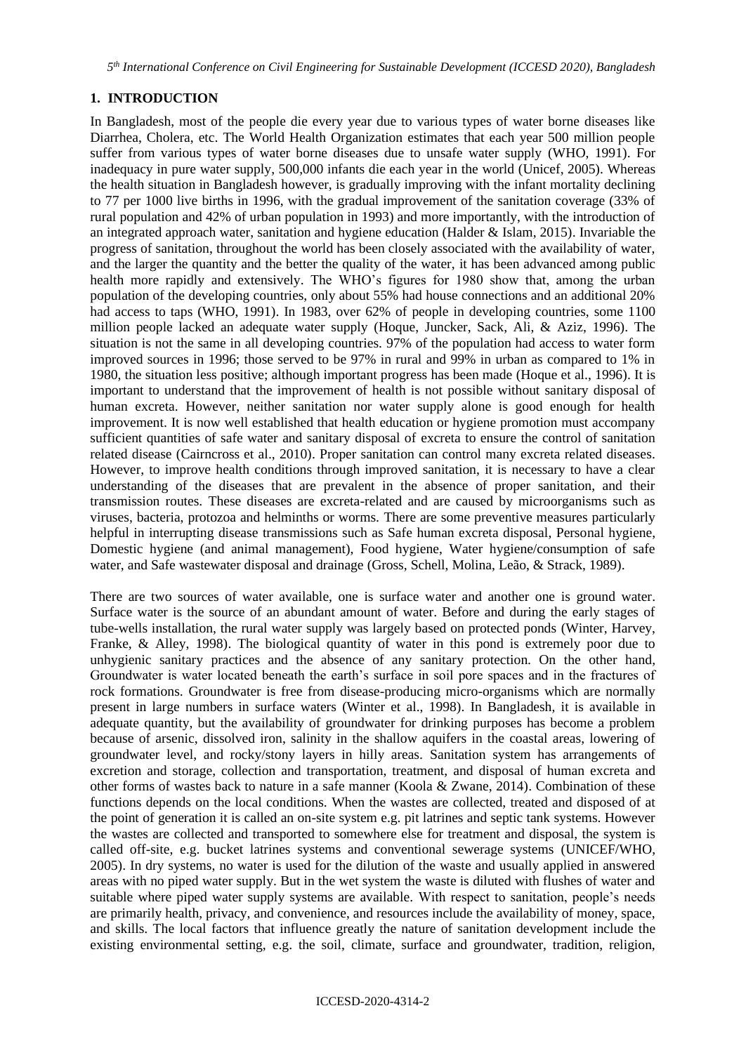## 1. INTRODUCTION

In Bangladesh, most of the people die every year due to various types of water borne diseases like Diarrhea, Cholera, etc. The World Health Organization estimates that each year 500 million people suffer from various types of water borne diseases due to unsafe water supply (WHO, 1991). For inadequacy in pure water supply, 500,000 infants die each year in the world (Unicef, 2005). Whereas the health situation in Bangladesh however, is gradually improving with the infant mortality declining to 77 per 1000 live births in 1996, with the gradual improvement of the sanitation coverage (33% of rural population and 42% of urban population in 1993) and more importantly, with the introduction of an integrated approach water, sanitation and hygiene education (Halder & Islam, 2015). Invariable the progress of sanitation, throughout the world has been closely associated with the availability of water, and the larger the quantity and the better the quality of the water, it has been advanced among public health more rapidly and extensively. The WHO's figures for 1980 show that, among the urban population of the developing countries, only about 55% had house connections and an additional 20% had access to taps (WHO, 1991). In 1983, over 62% of people in developing countries, some 1100 million people lacked an adequate water supply (Hoque, Juncker, Sack, Ali, & Aziz, 1996). The situation is not the same in all developing countries. 97% of the population had access to water form improved sources in 1996; those served to be 97% in rural and 99% in urban as compared to 1% in 1980, the situation less positive; although important progress has been made (Hoque et al., 1996). It is important to understand that the improvement of health is not possible without sanitary disposal of human excreta. However, neither sanitation nor water supply alone is good enough for health improvement. It is now well established that health education or hygiene promotion must accompany sufficient quantities of safe water and sanitary disposal of excreta to ensure the control of sanitation related disease (Cairncross et al., 2010). Proper sanitation can control many excreta related diseases. However, to improve health conditions through improved sanitation, it is necessary to have a clear understanding of the diseases that are prevalent in the absence of proper sanitation, and their transmission routes. These diseases are excreta-related and are caused by microorganisms such as viruses, bacteria, protozoa and helminths or worms. There are some preventive measures particularly helpful in interrupting disease transmissions such as Safe human excreta disposal, Personal hygiene, Domestic hygiene (and animal management), Food hygiene, Water hygiene/consumption of safe water, and Safe wastewater disposal and drainage (Gross, Schell, Molina, Leão, & Strack, 1989).

There are two sources of water available, one is surface water and another one is ground water. Surface water is the source of an abundant amount of water. Before and during the early stages of tube-wells installation, the rural water supply was largely based on protected ponds (Winter, Harvey, Franke, & Alley, 1998). The biological quantity of water in this pond is extremely poor due to unhygienic sanitary practices and the absence of any sanitary protection. On the other hand, Groundwater is water located beneath the earth's surface in soil pore spaces and in the fractures of rock formations. Groundwater is free from disease-producing micro-organisms which are normally present in large numbers in surface waters (Winter et al., 1998). In Bangladesh, it is available in adequate quantity, but the availability of groundwater for drinking purposes has become a problem because of arsenic, dissolved iron, salinity in the shallow aquifers in the coastal areas, lowering of groundwater level, and rocky/stony layers in hilly areas. Sanitation system has arrangements of excretion and storage, collection and transportation, treatment, and disposal of human excreta and other forms of wastes back to nature in a safe manner (Koola & Zwane, 2014). Combination of these functions depends on the local conditions. When the wastes are collected, treated and disposed of at the point of generation it is called an on-site system e.g. pit latrines and septic tank systems. However the wastes are collected and transported to somewhere else for treatment and disposal, the system is called off-site, e.g. bucket latrines systems and conventional sewerage systems (UNICEF/WHO, 2005). In dry systems, no water is used for the dilution of the waste and usually applied in answered areas with no piped water supply. But in the wet system the waste is diluted with flushes of water and suitable where piped water supply systems are available. With respect to sanitation, people's needs are primarily health, privacy, and convenience, and resources include the availability of money, space, and skills. The local factors that influence greatly the nature of sanitation development include the existing environmental setting, e.g. the soil, climate, surface and groundwater, tradition, religion,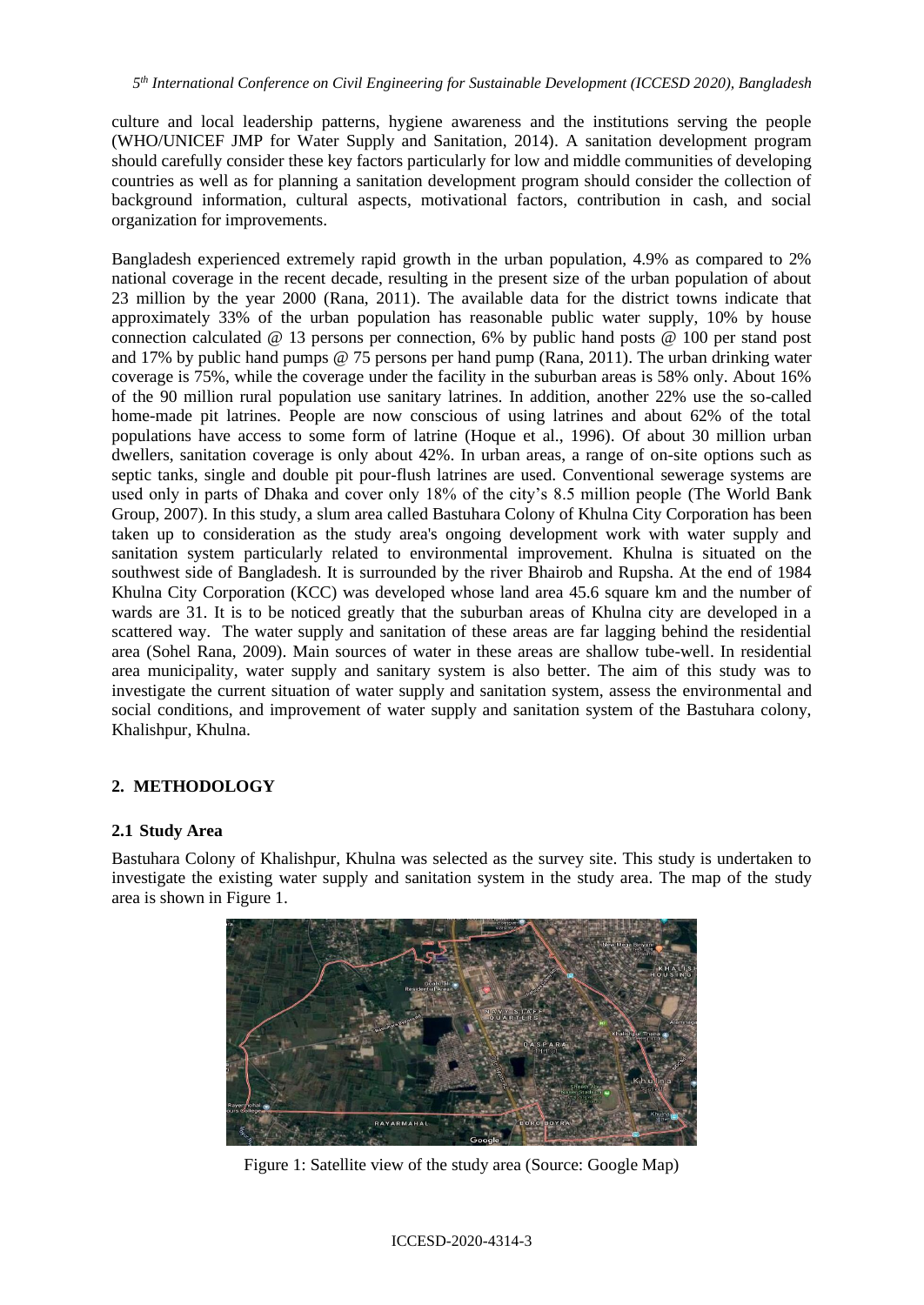culture and local leadership patterns, hygiene awareness and the institutions serving the people (WHO/UNICEF JMP for Water Supply and Sanitation, 2014). A sanitation development program should carefully consider these key factors particularly for low and middle communities of developing countries as well as for planning a sanitation development program should consider the collection of background information, cultural aspects, motivational factors, contribution in cash, and social organization for improvements.

Bangladesh experienced extremely rapid growth in the urban population, 4.9% as compared to 2% national coverage in the recent decade, resulting in the present size of the urban population of about 23 million by the year 2000 (Rana, 2011). The available data for the district towns indicate that approximately 33% of the urban population has reasonable public water supply, 10% by house connection calculated @ 13 persons per connection, 6% by public hand posts @ 100 per stand post and 17% by public hand pumps @ 75 persons per hand pump (Rana, 2011). The urban drinking water coverage is 75%, while the coverage under the facility in the suburban areas is 58% only. About 16% of the 90 million rural population use sanitary latrines. In addition, another 22% use the so-called home-made pit latrines. People are now conscious of using latrines and about 62% of the total populations have access to some form of latrine (Hoque et al., 1996). Of about 30 million urban dwellers, sanitation coverage is only about 42%. In urban areas, a range of on-site options such as septic tanks, single and double pit pour-flush latrines are used. Conventional sewerage systems are used only in parts of Dhaka and cover only 18% of the city's 8.5 million people (The World Bank Group, 2007). In this study, a slum area called Bastuhara Colony of Khulna City Corporation has been taken up to consideration as the study area's ongoing development work with water supply and sanitation system particularly related to environmental improvement. Khulna is situated on the southwest side of Bangladesh. It is surrounded by the river Bhairob and Rupsha. At the end of 1984 Khulna City Corporation (KCC) was developed whose land area 45.6 square km and the number of wards are 31. It is to be noticed greatly that the suburban areas of Khulna city are developed in a scattered way. The water supply and sanitation of these areas are far lagging behind the residential area (Sohel Rana, 2009). Main sources of water in these areas are shallow tube-well. In residential area municipality, water supply and sanitary system is also better. The aim of this study was to investigate the current situation of water supply and sanitation system, assess the environmental and social conditions, and improvement of water supply and sanitation system of the Bastuhara colony, Khalishpur, Khulna.

## 2. METHODOLOGY

### 2.1 Study Area

Bastuhara Colony of Khalishpur, Khulna was selected as the survey site. This study is undertaken to investigate the existing water supply and sanitation system in the study area. The map of the study area is shown in Figure 1.

Figure 1: Satellite view of the study area (Source: Google Map)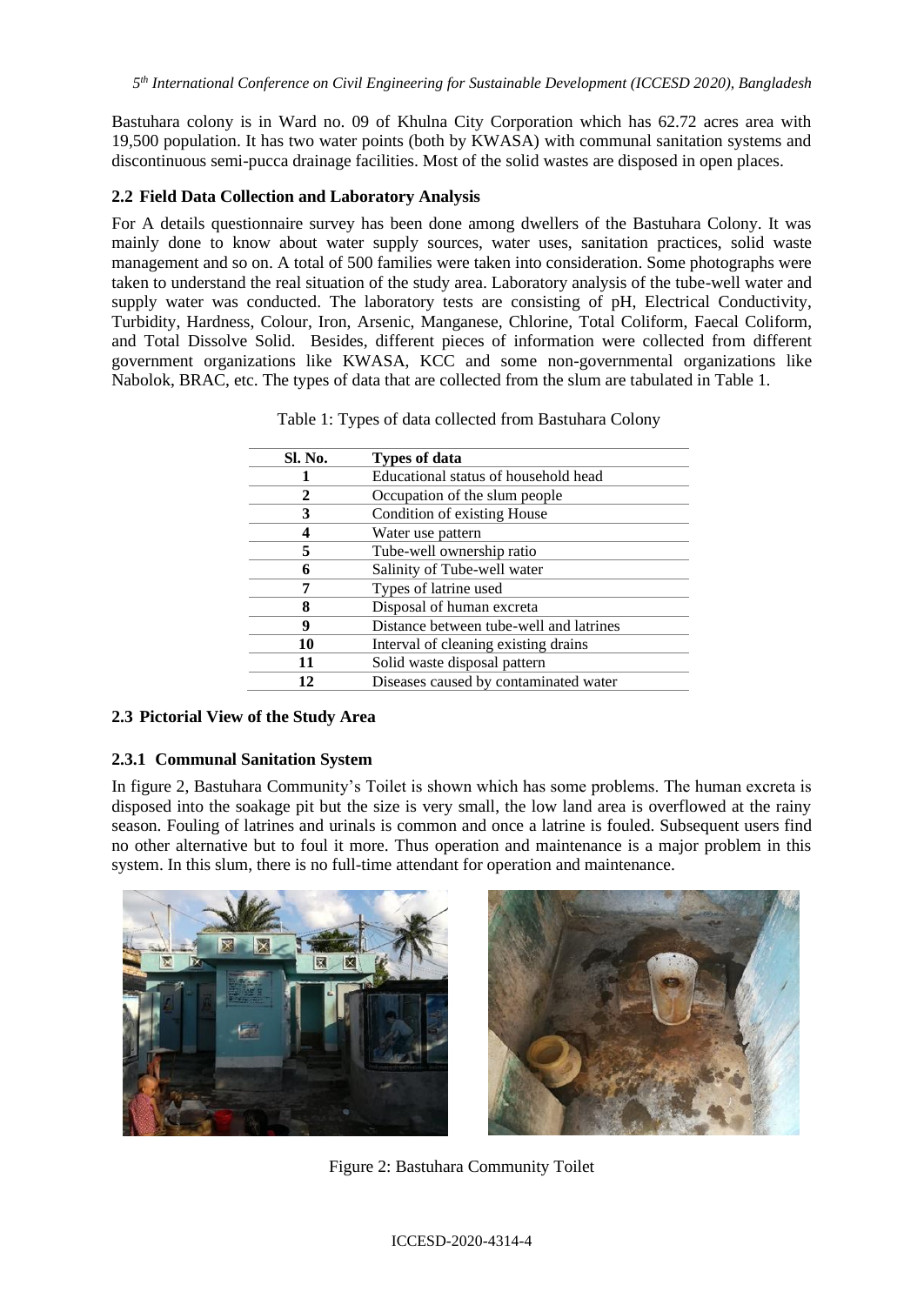Bastuhara colony is in Ward no. 09 of Khulna City Corporation which has 62.72 acres area with 19,500 population. It has two water points (both by KWASA) with communal sanitation systems and discontinuous semi-pucca drainage facilities. Most of the solid wastes are disposed in open places.

### 2.2 Field Data Collection and Laboratory Analysis

For A details questionnaire survey has been done among dwellers of the Bastuhara Colony. It was mainly done to know about water supply sources, water uses, sanitation practices, solid waste management and so on. A total of 500 families were taken into consideration. Some photographs were taken to understand the real situation of the study area. Laboratory analysis of the tube-well water and supply water was conducted. The laboratory tests are consisting of pH, Electrical Conductivity, Turbidity, Hardness, Colour, Iron, Arsenic, Manganese, Chlorine, Total Coliform, Faecal Coliform, and Total Dissolve Solid. Besides, different pieces of information were collected from different government organizations like KWASA, KCC and some non-governmental organizations like Nabolok, BRAC, etc. The types of data that are collected from the slum are tabulated in Table 1.

Table 1: Types of data collected from Bastuhara Colony

| Sl. No. | Types of data |
|---|---|
| 1 | Educational status of household head |
| 2 | Occupation of the slum people |
| 3 | Condition of existing House |
| 4 | Water use pattern |
| 5 | Tube-well ownership ratio |
| 6 | Salinity of Tube-well water |
| 7 | Types of latrine used |
| 8 | Disposal of human excreta |
| 9 | Distance between tube-well and latrines |
| 10 | Interval of cleaning existing drains |
| 11 | Solid waste disposal pattern |
| 12 | Diseases caused by contaminated water |

### 2.3 Pictorial View of the Study Area

#### 2.3.1 Communal Sanitation System

In figure 2, Bastuhara Community's Toilet is shown which has some problems. The human excreta is disposed into the soakage pit but the size is very small, the low land area is overflowed at the rainy season. Fouling of latrines and urinals is common and once a latrine is fouled. Subsequent users find no other alternative but to foul it more. Thus operation and maintenance is a major problem in this system. In this slum, there is no full-time attendant for operation and maintenance.

Figure 2: Bastuhara Community Toilet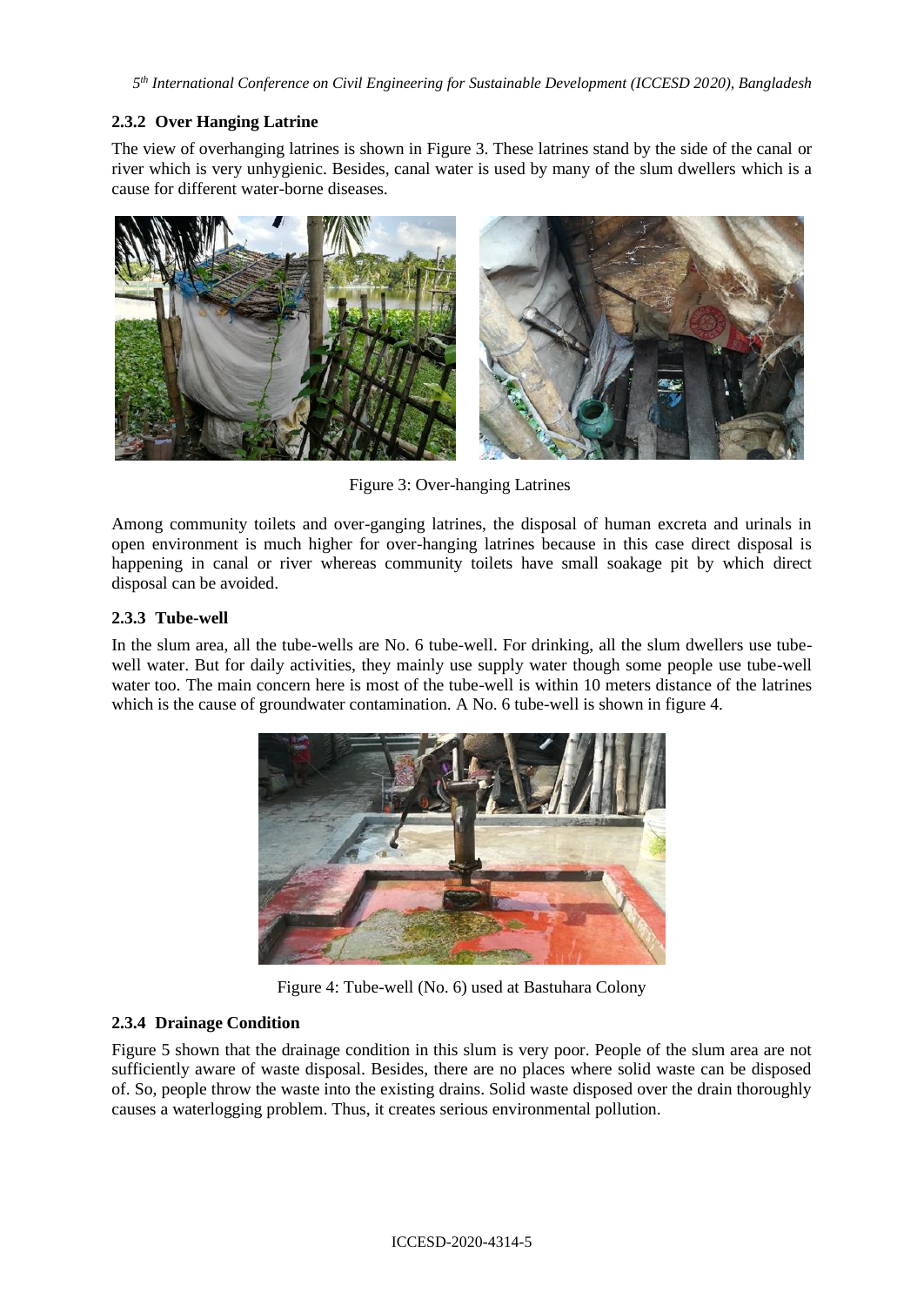### 2.3.2 Over Hanging Latrine

The view of overhanging latrines is shown in Figure 3. These latrines stand by the side of the canal or river which is very unhygienic. Besides, canal water is used by many of the slum dwellers which is a cause for different water-borne diseases.

Figure 3: Over-hanging Latrines

Among community toilets and over-ganging latrines, the disposal of human excreta and urinals in open environment is much higher for over-hanging latrines because in this case direct disposal is happening in canal or river whereas community toilets have small soakage pit by which direct disposal can be avoided.

### 2.3.3 Tube-well

In the slum area, all the tube-wells are No. 6 tube-well. For drinking, all the slum dwellers use tube-well water. But for daily activities, they mainly use supply water though some people use tube-well water too. The main concern here is most of the tube-well is within 10 meters distance of the latrines which is the cause of groundwater contamination. A No. 6 tube-well is shown in figure 4.

Figure 4: Tube-well (No. 6) used at Bastuhara Colony

### 2.3.4 Drainage Condition

Figure 5 shown that the drainage condition in this slum is very poor. People of the slum area are not sufficiently aware of waste disposal. Besides, there are no places where solid waste can be disposed of. So, people throw the waste into the existing drains. Solid waste disposed over the drain thoroughly causes a waterlogging problem. Thus, it creates serious environmental pollution.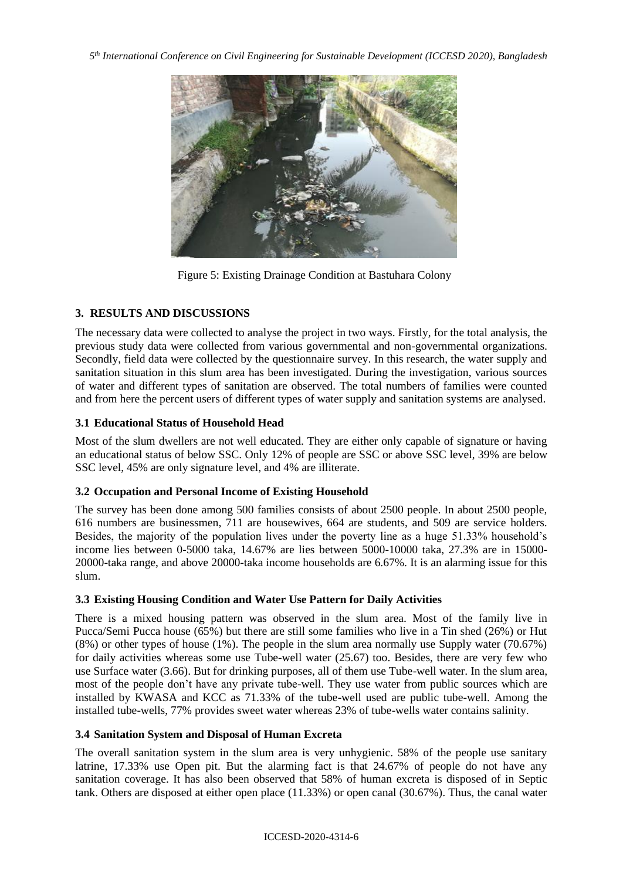Figure 5: Existing Drainage Condition at Bastuhara Colony

## 3. RESULTS AND DISCUSSIONS

The necessary data were collected to analyse the project in two ways. Firstly, for the total analysis, the previous study data were collected from various governmental and non-governmental organizations. Secondly, field data were collected by the questionnaire survey. In this research, the water supply and sanitation situation in this slum area has been investigated. During the investigation, various sources of water and different types of sanitation are observed. The total numbers of families were counted and from here the percent users of different types of water supply and sanitation systems are analysed.

### 3.1 Educational Status of Household Head

Most of the slum dwellers are not well educated. They are either only capable of signature or having an educational status of below SSC. Only 12% of people are SSC or above SSC level, 39% are below SSC level, 45% are only signature level, and 4% are illiterate.

### 3.2 Occupation and Personal Income of Existing Household

The survey has been done among 500 families consists of about 2500 people. In about 2500 people, 616 numbers are businessmen, 711 are housewives, 664 are students, and 509 are service holders. Besides, the majority of the population lives under the poverty line as a huge 51.33% household's income lies between 0-5000 taka, 14.67% are lies between 5000-10000 taka, 27.3% are in 15000-20000-taka range, and above 20000-taka income households are 6.67%. It is an alarming issue for this slum.

### 3.3 Existing Housing Condition and Water Use Pattern for Daily Activities

There is a mixed housing pattern was observed in the slum area. Most of the family live in Pucca/Semi Pucca house (65%) but there are still some families who live in a Tin shed (26%) or Hut (8%) or other types of house (1%). The people in the slum area normally use Supply water (70.67%) for daily activities whereas some use Tube-well water (25.67) too. Besides, there are very few who use Surface water (3.66). But for drinking purposes, all of them use Tube-well water. In the slum area, most of the people don't have any private tube-well. They use water from public sources which are installed by KWASA and KCC as 71.33% of the tube-well used are public tube-well. Among the installed tube-wells, 77% provides sweet water whereas 23% of tube-wells water contains salinity.

### 3.4 Sanitation System and Disposal of Human Excreta

The overall sanitation system in the slum area is very unhygienic. 58% of the people use sanitary latrine, 17.33% use Open pit. But the alarming fact is that 24.67% of people do not have any sanitation coverage. It has also been observed that 58% of human excreta is disposed of in Septic tank. Others are disposed at either open place (11.33%) or open canal (30.67%). Thus, the canal water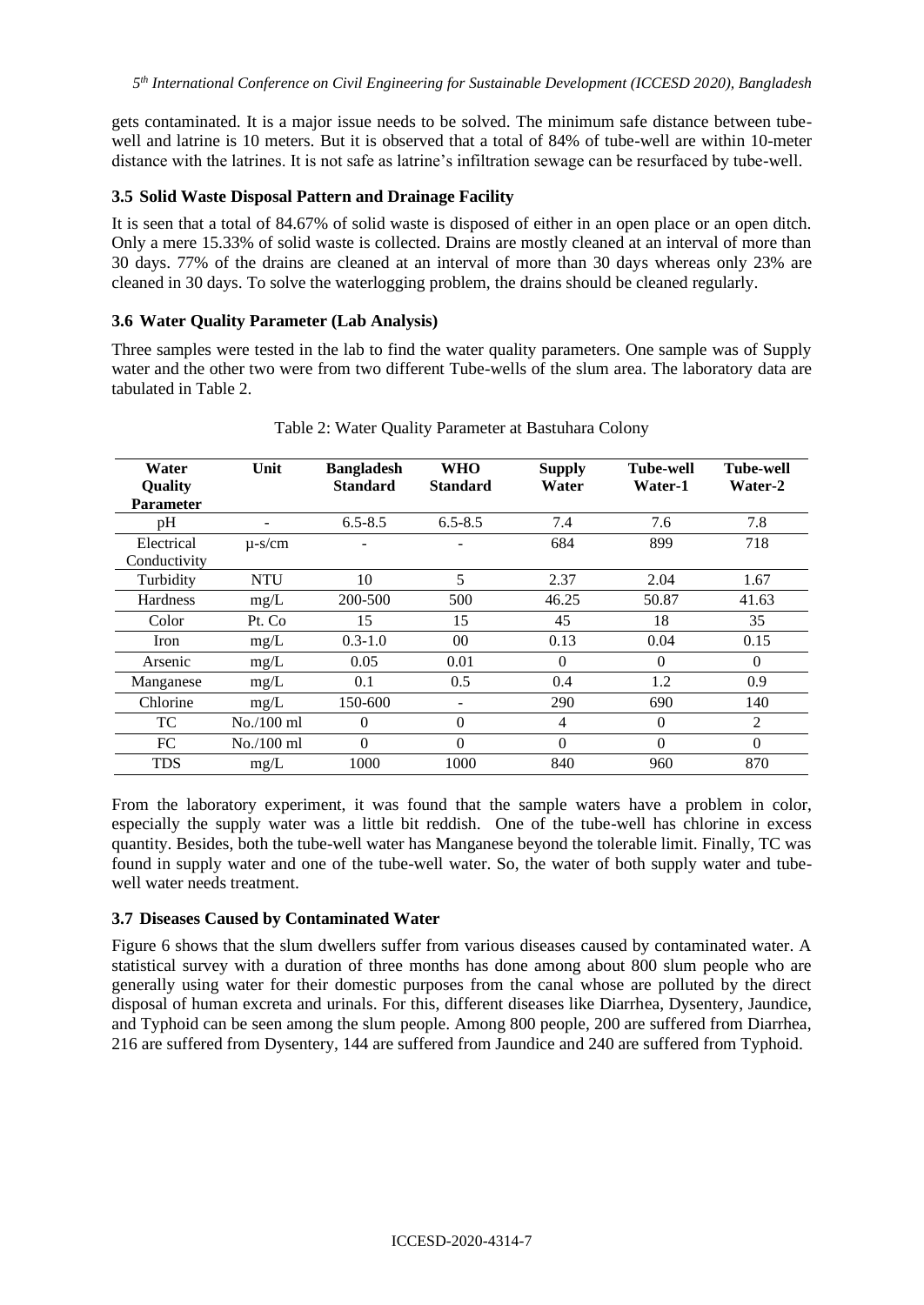gets contaminated. It is a major issue needs to be solved. The minimum safe distance between tube-well and latrine is 10 meters. But it is observed that a total of 84% of tube-well are within 10-meter distance with the latrines. It is not safe as latrine's infiltration sewage can be resurfaced by tube-well.

### 3.5 Solid Waste Disposal Pattern and Drainage Facility

It is seen that a total of 84.67% of solid waste is disposed of either in an open place or an open ditch. Only a mere 15.33% of solid waste is collected. Drains are mostly cleaned at an interval of more than 30 days. 77% of the drains are cleaned at an interval of more than 30 days whereas only 23% are cleaned in 30 days. To solve the waterlogging problem, the drains should be cleaned regularly.

### 3.6 Water Quality Parameter (Lab Analysis)

Three samples were tested in the lab to find the water quality parameters. One sample was of Supply water and the other two were from two different Tube-wells of the slum area. The laboratory data are tabulated in Table 2.

Table 2: Water Quality Parameter at Bastuhara Colony

| Water Quality Parameter | Unit | Bangladesh Standard | WHO Standard | Supply Water | Tube-well Water-1 | Tube-well Water-2 |
|---|---|---|---|---|---|---|
| pH | - | 6.5-8.5 | 6.5-8.5 | 7.4 | 7.6 | 7.8 |
| Electrical Conductivity | µ-s/cm | - | - | 684 | 899 | 718 |
| Turbidity | NTU | 10 | 5 | 2.37 | 2.04 | 1.67 |
| Hardness | mg/L | 200-500 | 500 | 46.25 | 50.87 | 41.63 |
| Color | Pt. Co | 15 | 15 | 45 | 18 | 35 |
| Iron | mg/L | 0.3-1.0 | 00 | 0.13 | 0.04 | 0.15 |
| Arsenic | mg/L | 0.05 | 0.01 | 0 | 0 | 0 |
| Manganese | mg/L | 0.1 | 0.5 | 0.4 | 1.2 | 0.9 |
| Chlorine | mg/L | 150-600 | - | 290 | 690 | 140 |
| TC | No./100 ml | 0 | 0 | 4 | 0 | 2 |
| FC | No./100 ml | 0 | 0 | 0 | 0 | 0 |
| TDS | mg/L | 1000 | 1000 | 840 | 960 | 870 |

From the laboratory experiment, it was found that the sample waters have a problem in color, especially the supply water was a little bit reddish. One of the tube-well has chlorine in excess quantity. Besides, both the tube-well water has Manganese beyond the tolerable limit. Finally, TC was found in supply water and one of the tube-well water. So, the water of both supply water and tube-well water needs treatment.

### 3.7 Diseases Caused by Contaminated Water

Figure 6 shows that the slum dwellers suffer from various diseases caused by contaminated water. A statistical survey with a duration of three months has done among about 800 slum people who are generally using water for their domestic purposes from the canal whose are polluted by the direct disposal of human excreta and urinals. For this, different diseases like Diarrhea, Dysentery, Jaundice, and Typhoid can be seen among the slum people. Among 800 people, 200 are suffered from Diarrhea, 216 are suffered from Dysentery, 144 are suffered from Jaundice and 240 are suffered from Typhoid.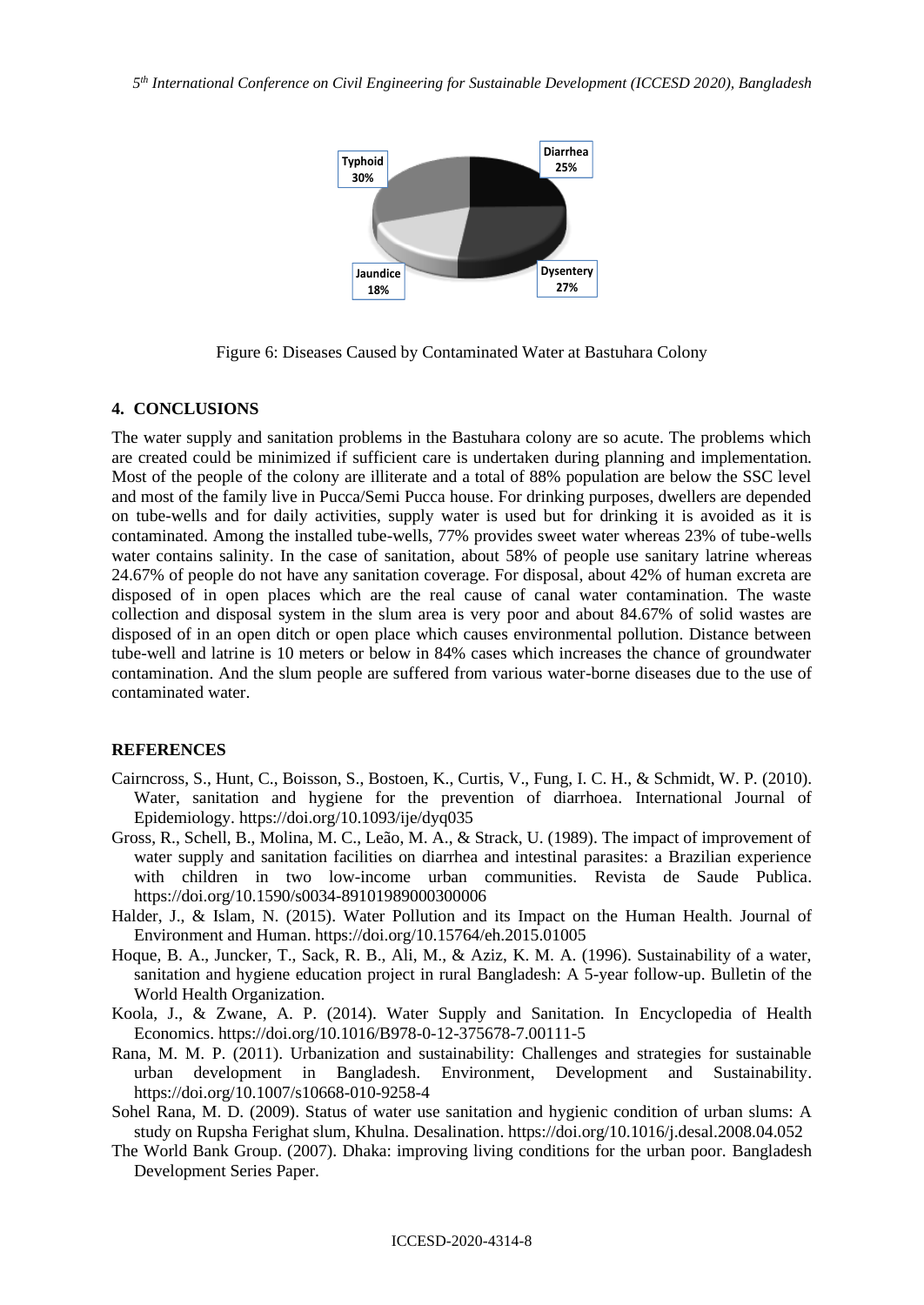Figure 6: Diseases Caused by Contaminated Water at Bastuhara Colony

## 4. CONCLUSIONS

The water supply and sanitation problems in the Bastuhara colony are so acute. The problems which are created could be minimized if sufficient care is undertaken during planning and implementation. Most of the people of the colony are illiterate and a total of 88% population are below the SSC level and most of the family live in Pucca/Semi Pucca house. For drinking purposes, dwellers are depended on tube-wells and for daily activities, supply water is used but for drinking it is avoided as it is contaminated. Among the installed tube-wells, 77% provides sweet water whereas 23% of tube-wells water contains salinity. In the case of sanitation, about 58% of people use sanitary latrine whereas 24.67% of people do not have any sanitation coverage. For disposal, about 42% of human excreta are disposed of in open places which are the real cause of canal water contamination. The waste collection and disposal system in the slum area is very poor and about 84.67% of solid wastes are disposed of in an open ditch or open place which causes environmental pollution. Distance between tube-well and latrine is 10 meters or below in 84% cases which increases the chance of groundwater contamination. And the slum people are suffered from various water-borne diseases due to the use of contaminated water.

## REFERENCES

Cairncross, S., Hunt, C., Boisson, S., Bostoen, K., Curtis, V., Fung, I. C. H., & Schmidt, W. P. (2010). Water, sanitation and hygiene for the prevention of diarrhoea. International Journal of Epidemiology. https://doi.org/10.1093/ije/dyq035

Gross, R., Schell, B., Molina, M. C., Leão, M. A., & Strack, U. (1989). The impact of improvement of water supply and sanitation facilities on diarrhea and intestinal parasites: a Brazilian experience with children in two low-income urban communities. Revista de Saude Publica. https://doi.org/10.1590/s0034-89101989000300006

Halder, J., & Islam, N. (2015). Water Pollution and its Impact on the Human Health. Journal of Environment and Human. https://doi.org/10.15764/eh.2015.01005

Hoque, B. A., Juncker, T., Sack, R. B., Ali, M., & Aziz, K. M. A. (1996). Sustainability of a water, sanitation and hygiene education project in rural Bangladesh: A 5-year follow-up. Bulletin of the World Health Organization.

Koola, J., & Zwane, A. P. (2014). Water Supply and Sanitation. In Encyclopedia of Health Economics. https://doi.org/10.1016/B978-0-12-375678-7.00111-5

Rana, M. M. P. (2011). Urbanization and sustainability: Challenges and strategies for sustainable urban development in Bangladesh. Environment, Development and Sustainability. https://doi.org/10.1007/s10668-010-9258-4

Sohel Rana, M. D. (2009). Status of water use sanitation and hygienic condition of urban slums: A study on Rupsha Ferighat slum, Khulna. Desalination. https://doi.org/10.1016/j.desal.2008.04.052

The World Bank Group. (2007). Dhaka: improving living conditions for the urban poor. Bangladesh Development Series Paper.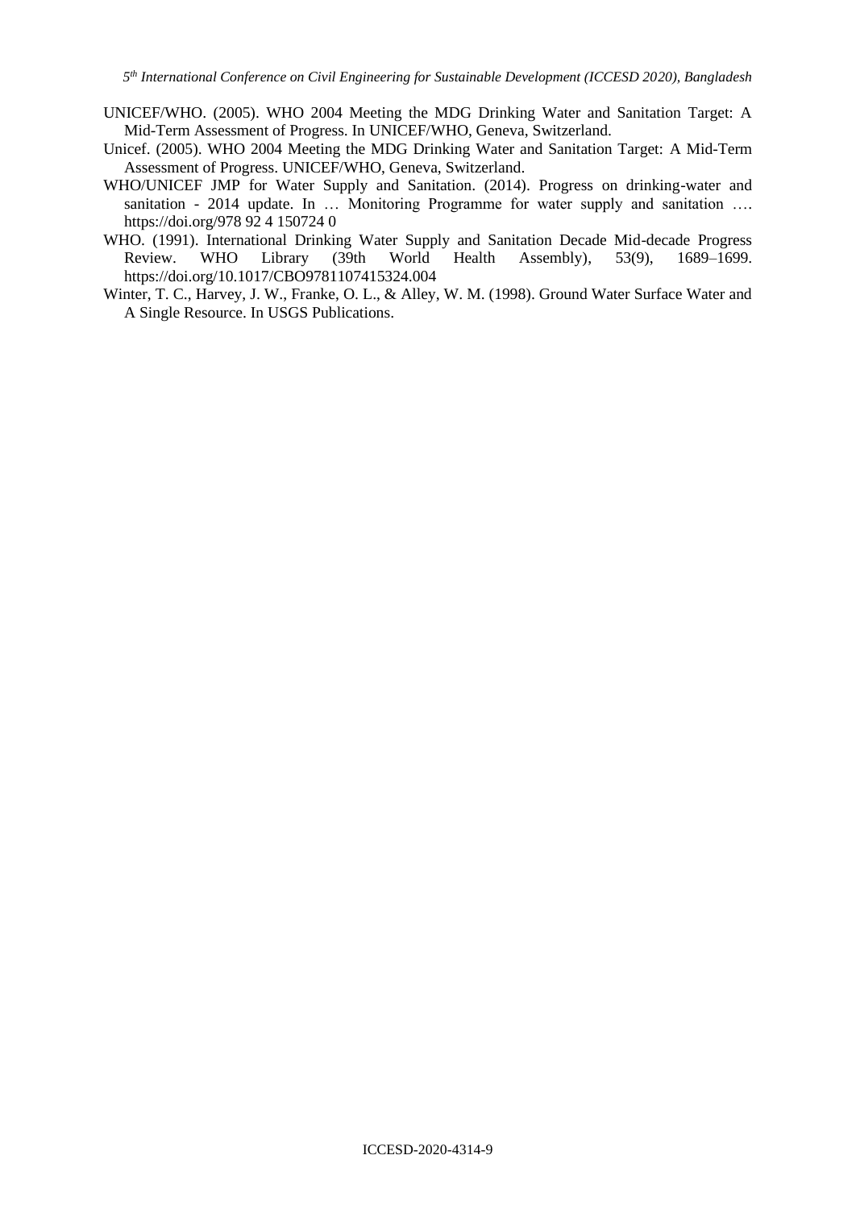UNICEF/WHO. (2005). WHO 2004 Meeting the MDG Drinking Water and Sanitation Target: A Mid-Term Assessment of Progress. In UNICEF/WHO, Geneva, Switzerland.

Unicef. (2005). WHO 2004 Meeting the MDG Drinking Water and Sanitation Target: A Mid-Term Assessment of Progress. UNICEF/WHO, Geneva, Switzerland.

WHO/UNICEF JMP for Water Supply and Sanitation. (2014). Progress on drinking-water and sanitation - 2014 update. In … Monitoring Programme for water supply and sanitation …. https://doi.org/978 92 4 150724 0

WHO. (1991). International Drinking Water Supply and Sanitation Decade Mid-decade Progress Review. WHO Library (39th World Health Assembly), 53(9), 1689–1699. https://doi.org/10.1017/CBO9781107415324.004

Winter, T. C., Harvey, J. W., Franke, O. L., & Alley, W. M. (1998). Ground Water Surface Water and A Single Resource. In USGS Publications.